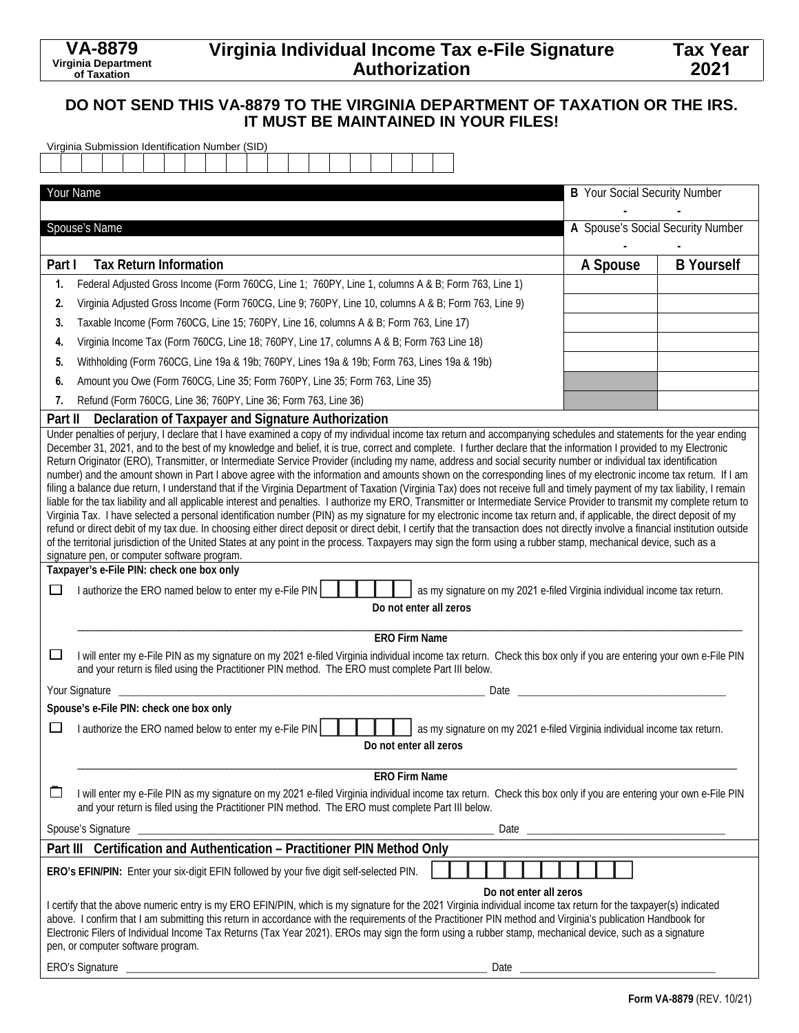**VA-8879**
**Virginia Department of Taxation**

# Virginia Individual Income Tax e-File Signature Authorization

**Tax Year 2021**

## DO NOT SEND THIS VA-8879 TO THE VIRGINIA DEPARTMENT OF TAXATION OR THE IRS. IT MUST BE MAINTAINED IN YOUR FILES!

Virginia Submission Identification Number (SID)

| Your Name | B Your Social Security Number |
|---|---|
| | - - |
| **Spouse's Name** | **A Spouse's Social Security Number** |
| | - - |

### Part I Tax Return Information

| | | A Spouse | B Yourself |
|---|---|---|---|
| 1. | Federal Adjusted Gross Income (Form 760CG, Line 1; 760PY, Line 1, columns A & B; Form 763, Line 1) | | |
| 2. | Virginia Adjusted Gross Income (Form 760CG, Line 9; 760PY, Line 10, columns A & B; Form 763, Line 9) | | |
| 3. | Taxable Income (Form 760CG, Line 15; 760PY, Line 16, columns A & B; Form 763, Line 17) | | |
| 4. | Virginia Income Tax (Form 760CG, Line 18; 760PY, Line 17, columns A & B; Form 763 Line 18) | | |
| 5. | Withholding (Form 760CG, Line 19a & 19b; 760PY, Lines 19a & 19b; Form 763, Lines 19a & 19b) | | |
| 6. | Amount you Owe (Form 760CG, Line 35; Form 760PY, Line 35; Form 763, Line 35) | | |
| 7. | Refund (Form 760CG, Line 36; 760PY, Line 36; Form 763, Line 36) | | |

### Part II Declaration of Taxpayer and Signature Authorization

Under penalties of perjury, I declare that I have examined a copy of my individual income tax return and accompanying schedules and statements for the year ending December 31, 2021, and to the best of my knowledge and belief, it is true, correct and complete. I further declare that the information I provided to my Electronic Return Originator (ERO), Transmitter, or Intermediate Service Provider (including my name, address and social security number or individual tax identification number) and the amount shown in Part I above agree with the information and amounts shown on the corresponding lines of my electronic income tax return. If I am filing a balance due return, I understand that if the Virginia Department of Taxation (Virginia Tax) does not receive full and timely payment of my tax liability, I remain liable for the tax liability and all applicable interest and penalties. I authorize my ERO, Transmitter or Intermediate Service Provider to transmit my complete return to Virginia Tax. I have selected a personal identification number (PIN) as my signature for my electronic income tax return and, if applicable, the direct deposit of my refund or direct debit of my tax due. In choosing either direct deposit or direct debit, I certify that the transaction does not directly involve a financial institution outside of the territorial jurisdiction of the United States at any point in the process. Taxpayers may sign the form using a rubber stamp, mechanical device, such as a signature pen, or computer software program.

**Taxpayer's e-File PIN: check one box only**

☐ I authorize the ERO named below to enter my e-File PIN [ ][ ][ ][ ][ ] as my signature on my 2021 e-filed Virginia individual income tax return.
**Do not enter all zeros**

\_\_\_\_\_\_\_\_\_\_\_\_\_\_\_\_\_\_\_\_\_\_\_\_\_\_\_\_\_\_\_\_\_\_\_\_\_\_\_\_
**ERO Firm Name**

☐ I will enter my e-File PIN as my signature on my 2021 e-filed Virginia individual income tax return. Check this box only if you are entering your own e-File PIN and your return is filed using the Practitioner PIN method. The ERO must complete Part III below.

Your Signature \_\_\_\_\_\_\_\_\_\_\_\_\_\_\_\_\_\_\_\_\_\_\_\_\_\_\_\_\_\_ Date \_\_\_\_\_\_\_\_\_\_\_\_\_\_\_\_\_\_\_\_

**Spouse's e-File PIN: check one box only**

☐ I authorize the ERO named below to enter my e-File PIN [ ][ ][ ][ ][ ] as my signature on my 2021 e-filed Virginia individual income tax return.
**Do not enter all zeros**

\_\_\_\_\_\_\_\_\_\_\_\_\_\_\_\_\_\_\_\_\_\_\_\_\_\_\_\_\_\_\_\_\_\_\_\_\_\_\_\_
**ERO Firm Name**

☐ I will enter my e-File PIN as my signature on my 2021 e-filed Virginia individual income tax return. Check this box only if you are entering your own e-File PIN and your return is filed using the Practitioner PIN method. The ERO must complete Part III below.

Spouse's Signature \_\_\_\_\_\_\_\_\_\_\_\_\_\_\_\_\_\_\_\_\_\_\_\_\_\_\_\_\_\_ Date \_\_\_\_\_\_\_\_\_\_\_\_\_\_\_\_\_\_\_\_

### Part III Certification and Authentication – Practitioner PIN Method Only

**ERO's EFIN/PIN:** Enter your six-digit EFIN followed by your five digit self-selected PIN. [ ][ ][ ][ ][ ][ ][ ][ ][ ][ ][ ]

**Do not enter all zeros**

I certify that the above numeric entry is my ERO EFIN/PIN, which is my signature for the 2021 Virginia individual income tax return for the taxpayer(s) indicated above. I confirm that I am submitting this return in accordance with the requirements of the Practitioner PIN method and Virginia's publication Handbook for Electronic Filers of Individual Income Tax Returns (Tax Year 2021). EROs may sign the form using a rubber stamp, mechanical device, such as a signature pen, or computer software program.

ERO's Signature \_\_\_\_\_\_\_\_\_\_\_\_\_\_\_\_\_\_\_\_\_\_\_\_\_\_\_\_\_\_ Date \_\_\_\_\_\_\_\_\_\_\_\_\_\_\_\_\_\_\_\_

**Form VA-8879** (REV. 10/21)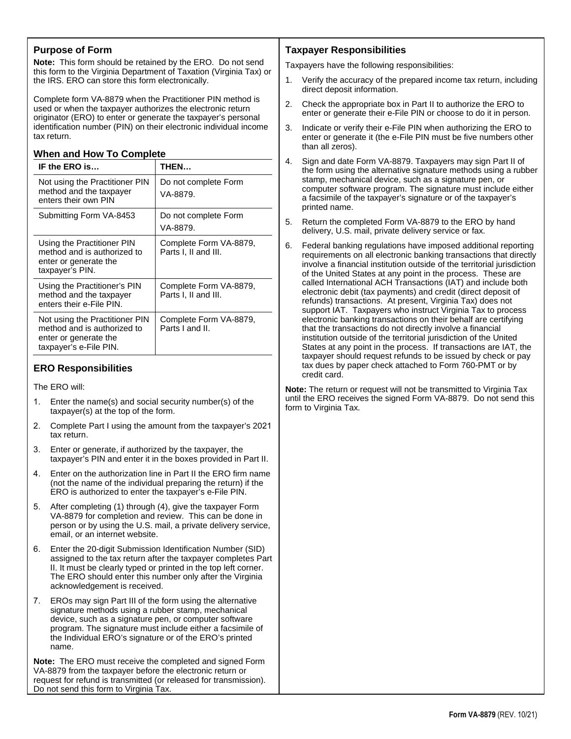## Purpose of Form

**Note:** This form should be retained by the ERO. Do not send this form to the Virginia Department of Taxation (Virginia Tax) or the IRS. ERO can store this form electronically.

Complete form VA-8879 when the Practitioner PIN method is used or when the taxpayer authorizes the electronic return originator (ERO) to enter or generate the taxpayer's personal identification number (PIN) on their electronic individual income tax return.

### When and How To Complete

| IF the ERO is… | THEN… |
|---|---|
| Not using the Practitioner PIN method and the taxpayer enters their own PIN | Do not complete Form VA-8879. |
| Submitting Form VA-8453 | Do not complete Form VA-8879. |
| Using the Practitioner PIN method and is authorized to enter or generate the taxpayer's PIN. | Complete Form VA-8879, Parts I, II and III. |
| Using the Practitioner's PIN method and the taxpayer enters their e-File PIN. | Complete Form VA-8879, Parts I, II and III. |
| Not using the Practitioner PIN method and is authorized to enter or generate the taxpayer's e-File PIN. | Complete Form VA-8879, Parts I and II. |

## ERO Responsibilities

The ERO will:

1. Enter the name(s) and social security number(s) of the taxpayer(s) at the top of the form.
2. Complete Part I using the amount from the taxpayer's 2021 tax return.
3. Enter or generate, if authorized by the taxpayer, the taxpayer's PIN and enter it in the boxes provided in Part II.
4. Enter on the authorization line in Part II the ERO firm name (not the name of the individual preparing the return) if the ERO is authorized to enter the taxpayer's e-File PIN.
5. After completing (1) through (4), give the taxpayer Form VA-8879 for completion and review. This can be done in person or by using the U.S. mail, a private delivery service, email, or an internet website.
6. Enter the 20-digit Submission Identification Number (SID) assigned to the tax return after the taxpayer completes Part II. It must be clearly typed or printed in the top left corner. The ERO should enter this number only after the Virginia acknowledgement is received.
7. EROs may sign Part III of the form using the alternative signature methods using a rubber stamp, mechanical device, such as a signature pen, or computer software program. The signature must include either a facsimile of the Individual ERO's signature or of the ERO's printed name.

**Note:** The ERO must receive the completed and signed Form VA-8879 from the taxpayer before the electronic return or request for refund is transmitted (or released for transmission). Do not send this form to Virginia Tax.

## Taxpayer Responsibilities

Taxpayers have the following responsibilities:

1. Verify the accuracy of the prepared income tax return, including direct deposit information.
2. Check the appropriate box in Part II to authorize the ERO to enter or generate their e-File PIN or choose to do it in person.
3. Indicate or verify their e-File PIN when authorizing the ERO to enter or generate it (the e-File PIN must be five numbers other than all zeros).
4. Sign and date Form VA-8879. Taxpayers may sign Part II of the form using the alternative signature methods using a rubber stamp, mechanical device, such as a signature pen, or computer software program. The signature must include either a facsimile of the taxpayer's signature or of the taxpayer's printed name.
5. Return the completed Form VA-8879 to the ERO by hand delivery, U.S. mail, private delivery service or fax.
6. Federal banking regulations have imposed additional reporting requirements on all electronic banking transactions that directly involve a financial institution outside of the territorial jurisdiction of the United States at any point in the process. These are called International ACH Transactions (IAT) and include both electronic debit (tax payments) and credit (direct deposit of refunds) transactions. At present, Virginia Tax) does not support IAT. Taxpayers who instruct Virginia Tax to process electronic banking transactions on their behalf are certifying that the transactions do not directly involve a financial institution outside of the territorial jurisdiction of the United States at any point in the process. If transactions are IAT, the taxpayer should request refunds to be issued by check or pay tax dues by paper check attached to Form 760-PMT or by credit card.

**Note:** The return or request will not be transmitted to Virginia Tax until the ERO receives the signed Form VA-8879. Do not send this form to Virginia Tax.

**Form VA-8879** (REV. 10/21)